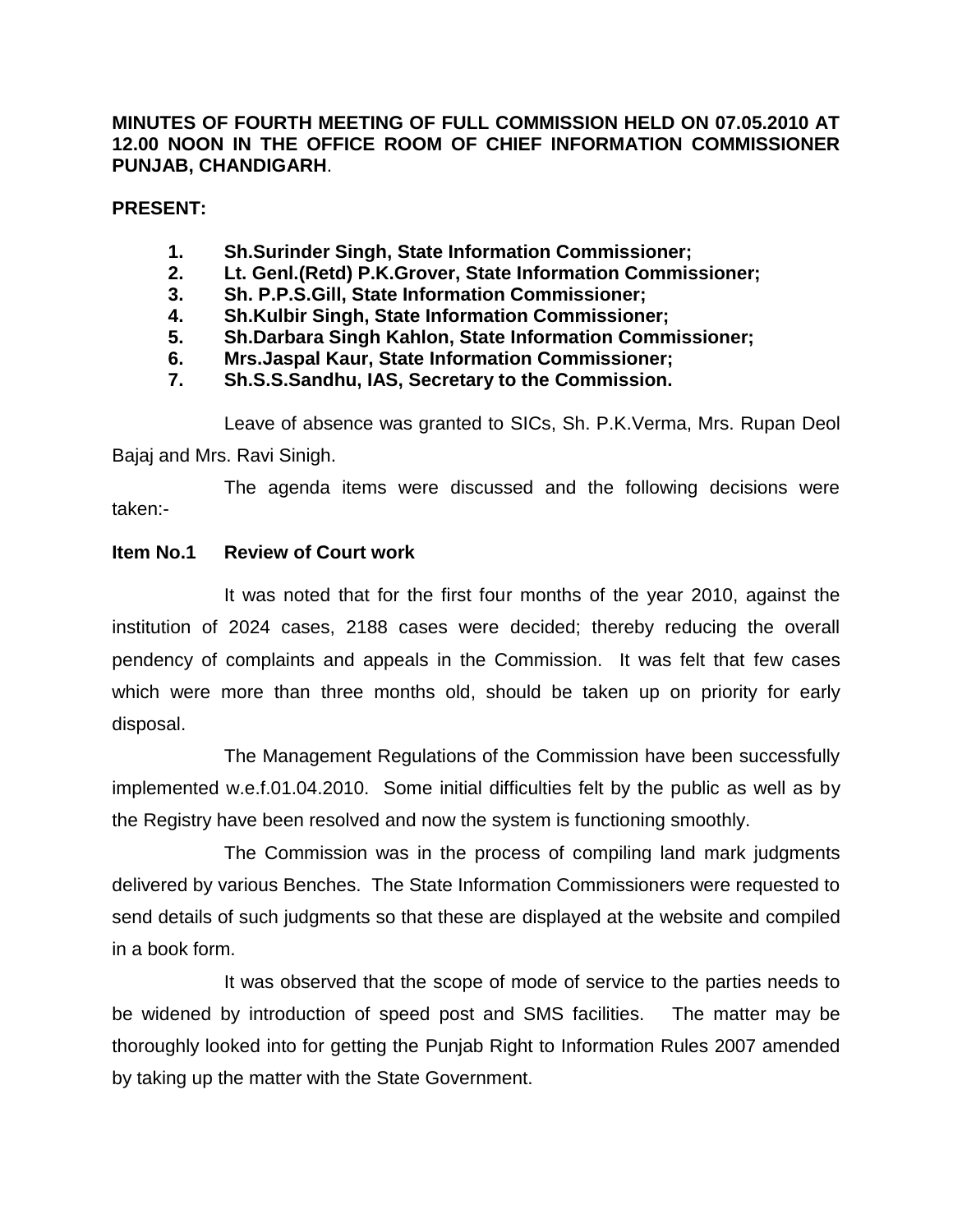**MINUTES OF FOURTH MEETING OF FULL COMMISSION HELD ON 07.05.2010 AT 12.00 NOON IN THE OFFICE ROOM OF CHIEF INFORMATION COMMISSIONER PUNJAB, CHANDIGARH**.

**PRESENT:**

1. **Sh.Surinder Singh, State Information Commissioner;**
2. **Lt. Genl.(Retd) P.K.Grover, State Information Commissioner;**
3. **Sh. P.P.S.Gill, State Information Commissioner;**
4. **Sh.Kulbir Singh, State Information Commissioner;**
5. **Sh.Darbara Singh Kahlon, State Information Commissioner;**
6. **Mrs.Jaspal Kaur, State Information Commissioner;**
7. **Sh.S.S.Sandhu, IAS, Secretary to the Commission.**

Leave of absence was granted to SICs, Sh. P.K.Verma, Mrs. Rupan Deol Bajaj and Mrs. Ravi Sinigh.

The agenda items were discussed and the following decisions were taken:-

**Item No.1 Review of Court work**

It was noted that for the first four months of the year 2010, against the institution of 2024 cases, 2188 cases were decided; thereby reducing the overall pendency of complaints and appeals in the Commission. It was felt that few cases which were more than three months old, should be taken up on priority for early disposal.

The Management Regulations of the Commission have been successfully implemented w.e.f.01.04.2010. Some initial difficulties felt by the public as well as by the Registry have been resolved and now the system is functioning smoothly.

The Commission was in the process of compiling land mark judgments delivered by various Benches. The State Information Commissioners were requested to send details of such judgments so that these are displayed at the website and compiled in a book form.

It was observed that the scope of mode of service to the parties needs to be widened by introduction of speed post and SMS facilities. The matter may be thoroughly looked into for getting the Punjab Right to Information Rules 2007 amended by taking up the matter with the State Government.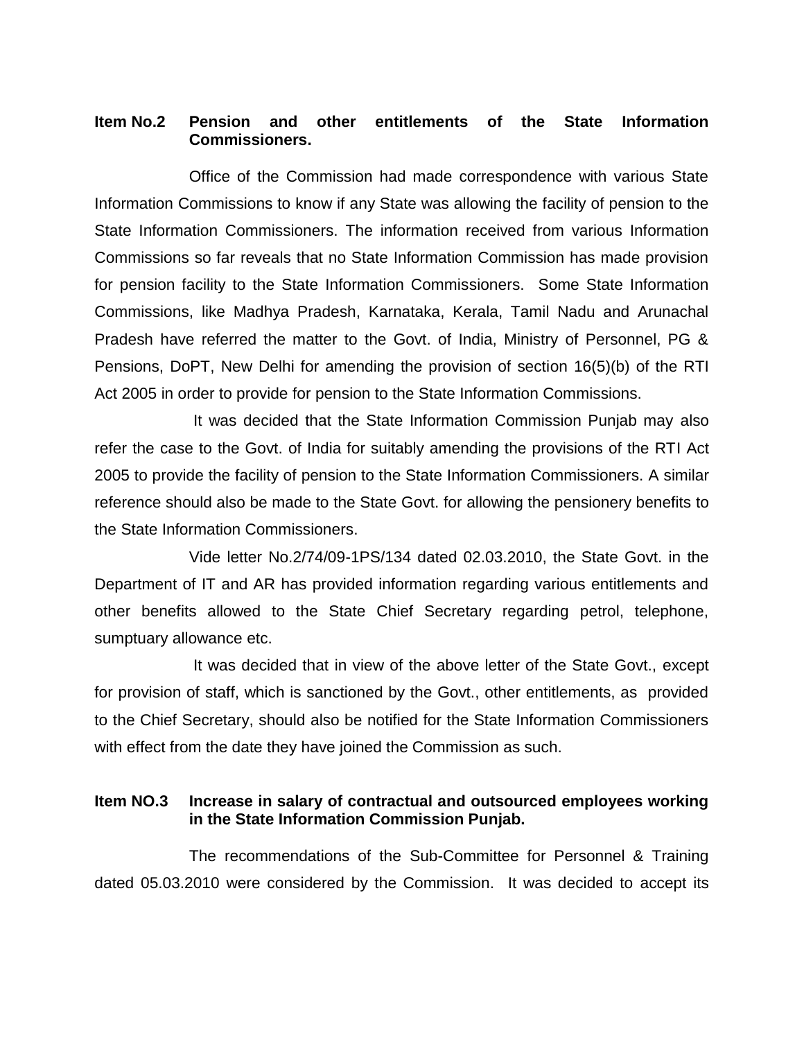**Item No.2 Pension and other entitlements of the State Information Commissioners.**

Office of the Commission had made correspondence with various State Information Commissions to know if any State was allowing the facility of pension to the State Information Commissioners. The information received from various Information Commissions so far reveals that no State Information Commission has made provision for pension facility to the State Information Commissioners. Some State Information Commissions, like Madhya Pradesh, Karnataka, Kerala, Tamil Nadu and Arunachal Pradesh have referred the matter to the Govt. of India, Ministry of Personnel, PG & Pensions, DoPT, New Delhi for amending the provision of section 16(5)(b) of the RTI Act 2005 in order to provide for pension to the State Information Commissions.

It was decided that the State Information Commission Punjab may also refer the case to the Govt. of India for suitably amending the provisions of the RTI Act 2005 to provide the facility of pension to the State Information Commissioners. A similar reference should also be made to the State Govt. for allowing the pensionery benefits to the State Information Commissioners.

Vide letter No.2/74/09-1PS/134 dated 02.03.2010, the State Govt. in the Department of IT and AR has provided information regarding various entitlements and other benefits allowed to the State Chief Secretary regarding petrol, telephone, sumptuary allowance etc.

It was decided that in view of the above letter of the State Govt., except for provision of staff, which is sanctioned by the Govt., other entitlements, as provided to the Chief Secretary, should also be notified for the State Information Commissioners with effect from the date they have joined the Commission as such.

**Item NO.3 Increase in salary of contractual and outsourced employees working in the State Information Commission Punjab.**

The recommendations of the Sub-Committee for Personnel & Training dated 05.03.2010 were considered by the Commission. It was decided to accept its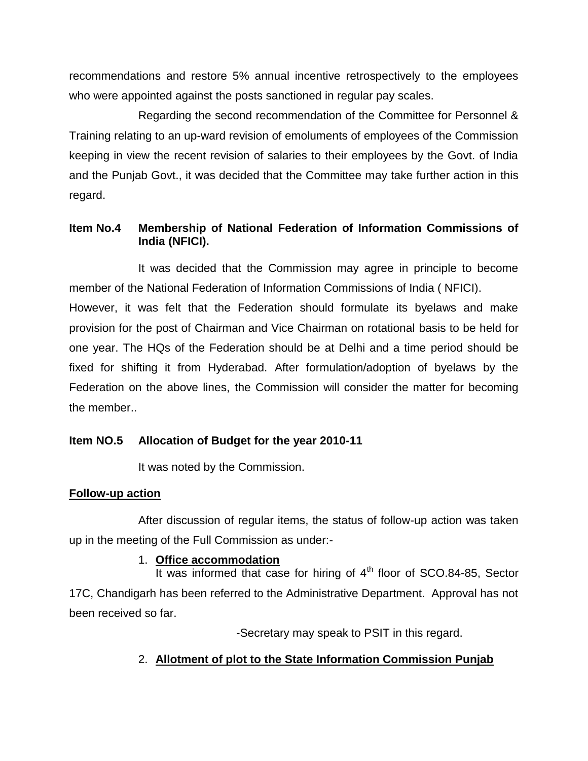recommendations and restore 5% annual incentive retrospectively to the employees who were appointed against the posts sanctioned in regular pay scales.

Regarding the second recommendation of the Committee for Personnel & Training relating to an up-ward revision of emoluments of employees of the Commission keeping in view the recent revision of salaries to their employees by the Govt. of India and the Punjab Govt., it was decided that the Committee may take further action in this regard.

**Item No.4 Membership of National Federation of Information Commissions of India (NFICI).**

It was decided that the Commission may agree in principle to become member of the National Federation of Information Commissions of India ( NFICI). However, it was felt that the Federation should formulate its byelaws and make provision for the post of Chairman and Vice Chairman on rotational basis to be held for one year. The HQs of the Federation should be at Delhi and a time period should be fixed for shifting it from Hyderabad. After formulation/adoption of byelaws by the Federation on the above lines, the Commission will consider the matter for becoming the member..

**Item NO.5 Allocation of Budget for the year 2010-11**

It was noted by the Commission.

**Follow-up action**

After discussion of regular items, the status of follow-up action was taken up in the meeting of the Full Commission as under:-

1. **Office accommodation**

   It was informed that case for hiring of 4th floor of SCO.84-85, Sector 17C, Chandigarh has been referred to the Administrative Department. Approval has not been received so far.

   -Secretary may speak to PSIT in this regard.

2. **Allotment of plot to the State Information Commission Punjab**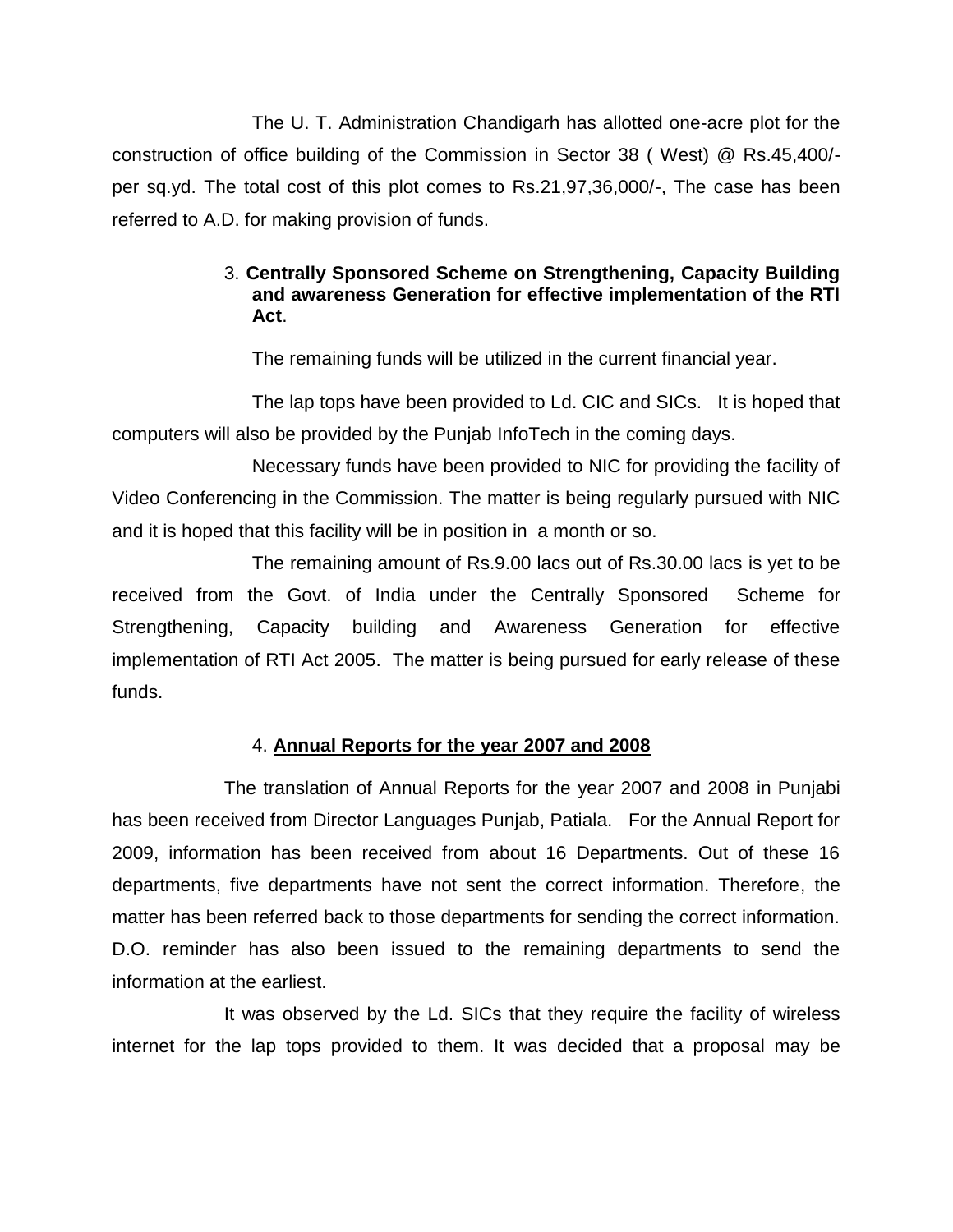The U. T. Administration Chandigarh has allotted one-acre plot for the construction of office building of the Commission in Sector 38 ( West) @ Rs.45,400/- per sq.yd. The total cost of this plot comes to Rs.21,97,36,000/-, The case has been referred to A.D. for making provision of funds.

3. **Centrally Sponsored Scheme on Strengthening, Capacity Building and awareness Generation for effective implementation of the RTI Act**.

The remaining funds will be utilized in the current financial year.

The lap tops have been provided to Ld. CIC and SICs. It is hoped that computers will also be provided by the Punjab InfoTech in the coming days.

Necessary funds have been provided to NIC for providing the facility of Video Conferencing in the Commission. The matter is being regularly pursued with NIC and it is hoped that this facility will be in position in a month or so.

The remaining amount of Rs.9.00 lacs out of Rs.30.00 lacs is yet to be received from the Govt. of India under the Centrally Sponsored Scheme for Strengthening, Capacity building and Awareness Generation for effective implementation of RTI Act 2005. The matter is being pursued for early release of these funds.

4. **Annual Reports for the year 2007 and 2008**

The translation of Annual Reports for the year 2007 and 2008 in Punjabi has been received from Director Languages Punjab, Patiala. For the Annual Report for 2009, information has been received from about 16 Departments. Out of these 16 departments, five departments have not sent the correct information. Therefore, the matter has been referred back to those departments for sending the correct information. D.O. reminder has also been issued to the remaining departments to send the information at the earliest.

It was observed by the Ld. SICs that they require the facility of wireless internet for the lap tops provided to them. It was decided that a proposal may be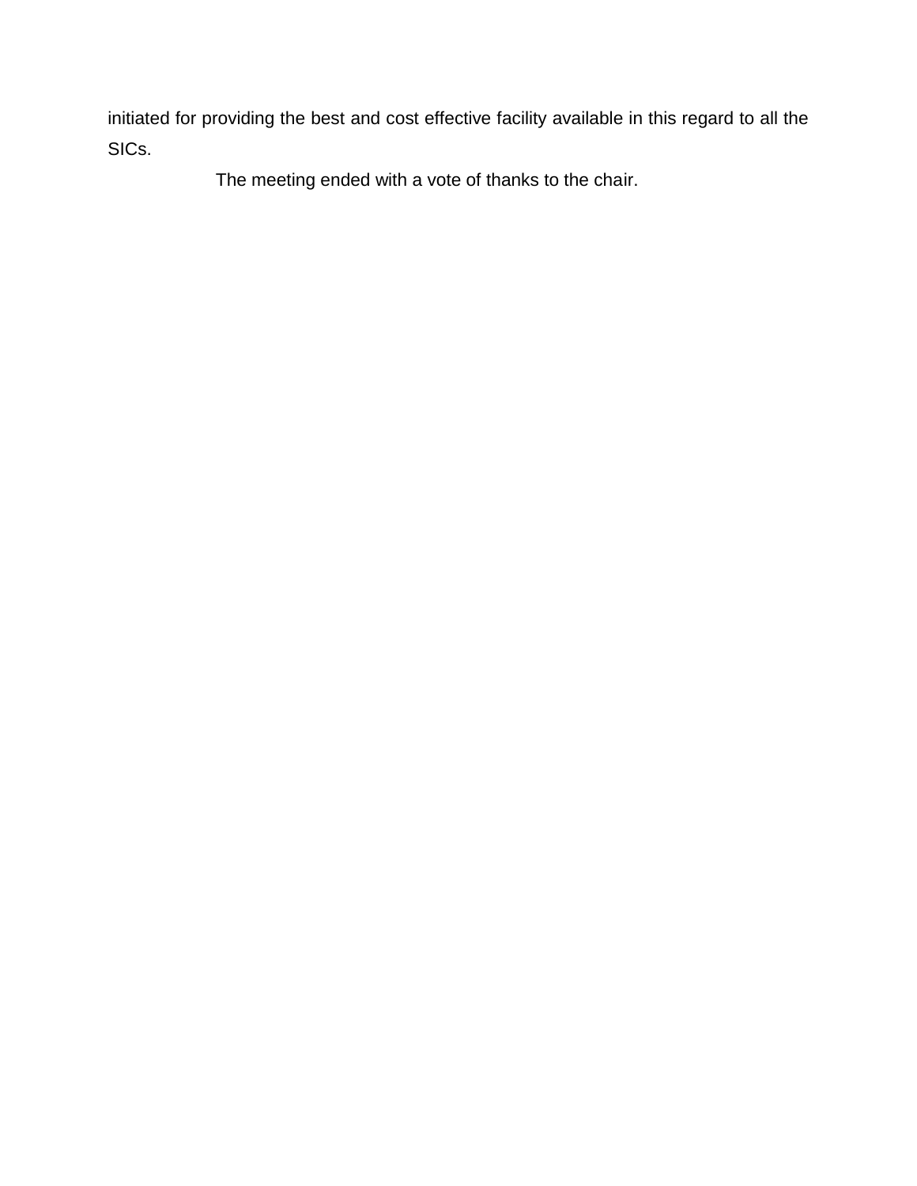initiated for providing the best and cost effective facility available in this regard to all the SICs.

The meeting ended with a vote of thanks to the chair.